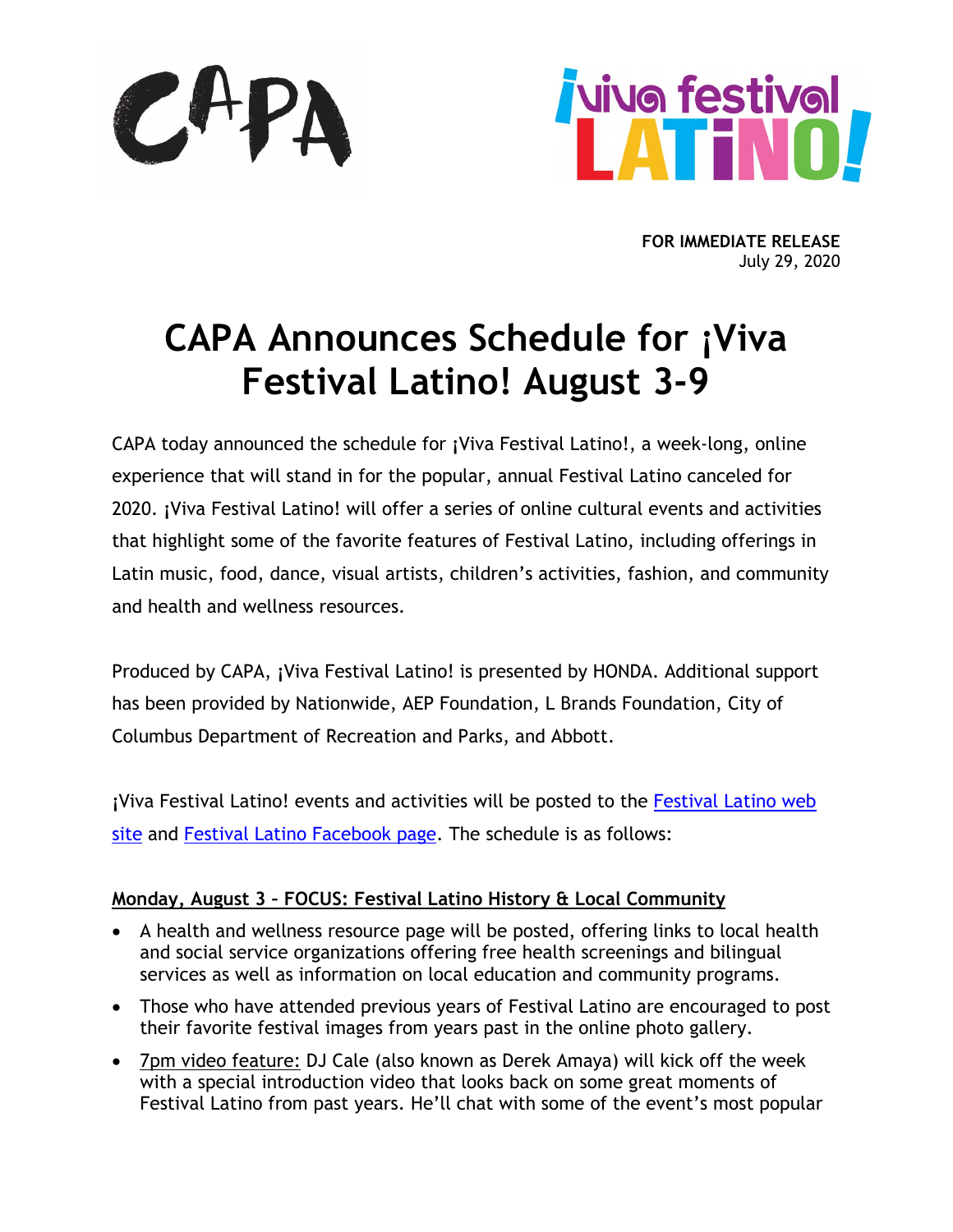CAPA

¡viva festival LATINO!

**FOR IMMEDIATE RELEASE**
July 29, 2020

# CAPA Announces Schedule for ¡Viva Festival Latino! August 3-9

CAPA today announced the schedule for ¡Viva Festival Latino!, a week-long, online experience that will stand in for the popular, annual Festival Latino canceled for 2020. ¡Viva Festival Latino! will offer a series of online cultural events and activities that highlight some of the favorite features of Festival Latino, including offerings in Latin music, food, dance, visual artists, children's activities, fashion, and community and health and wellness resources.

Produced by CAPA, ¡Viva Festival Latino! is presented by HONDA. Additional support has been provided by Nationwide, AEP Foundation, L Brands Foundation, City of Columbus Department of Recreation and Parks, and Abbott.

¡Viva Festival Latino! events and activities will be posted to the [Festival Latino web site]() and [Festival Latino Facebook page](). The schedule is as follows:

**Monday, August 3 – FOCUS: Festival Latino History & Local Community**

- A health and wellness resource page will be posted, offering links to local health and social service organizations offering free health screenings and bilingual services as well as information on local education and community programs.
- Those who have attended previous years of Festival Latino are encouraged to post their favorite festival images from years past in the online photo gallery.
- 7pm video feature: DJ Cale (also known as Derek Amaya) will kick off the week with a special introduction video that looks back on some great moments of Festival Latino from past years. He'll chat with some of the event's most popular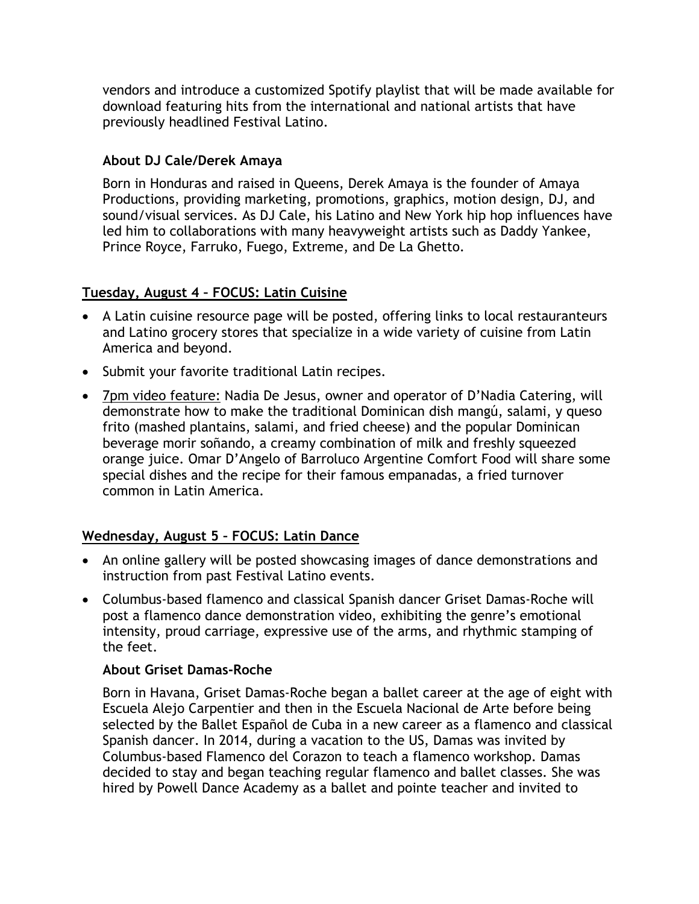vendors and introduce a customized Spotify playlist that will be made available for download featuring hits from the international and national artists that have previously headlined Festival Latino.

**About DJ Cale/Derek Amaya**

Born in Honduras and raised in Queens, Derek Amaya is the founder of Amaya Productions, providing marketing, promotions, graphics, motion design, DJ, and sound/visual services. As DJ Cale, his Latino and New York hip hop influences have led him to collaborations with many heavyweight artists such as Daddy Yankee, Prince Royce, Farruko, Fuego, Extreme, and De La Ghetto.

## Tuesday, August 4 – FOCUS: Latin Cuisine

- A Latin cuisine resource page will be posted, offering links to local restauranteurs and Latino grocery stores that specialize in a wide variety of cuisine from Latin America and beyond.
- Submit your favorite traditional Latin recipes.
- 7pm video feature: Nadia De Jesus, owner and operator of D'Nadia Catering, will demonstrate how to make the traditional Dominican dish mangú, salami, y queso frito (mashed plantains, salami, and fried cheese) and the popular Dominican beverage morir soñando, a creamy combination of milk and freshly squeezed orange juice. Omar D'Angelo of Barroluco Argentine Comfort Food will share some special dishes and the recipe for their famous empanadas, a fried turnover common in Latin America.

## Wednesday, August 5 – FOCUS: Latin Dance

- An online gallery will be posted showcasing images of dance demonstrations and instruction from past Festival Latino events.
- Columbus-based flamenco and classical Spanish dancer Griset Damas-Roche will post a flamenco dance demonstration video, exhibiting the genre's emotional intensity, proud carriage, expressive use of the arms, and rhythmic stamping of the feet.

**About Griset Damas-Roche**

Born in Havana, Griset Damas-Roche began a ballet career at the age of eight with Escuela Alejo Carpentier and then in the Escuela Nacional de Arte before being selected by the Ballet Español de Cuba in a new career as a flamenco and classical Spanish dancer. In 2014, during a vacation to the US, Damas was invited by Columbus-based Flamenco del Corazon to teach a flamenco workshop. Damas decided to stay and began teaching regular flamenco and ballet classes. She was hired by Powell Dance Academy as a ballet and pointe teacher and invited to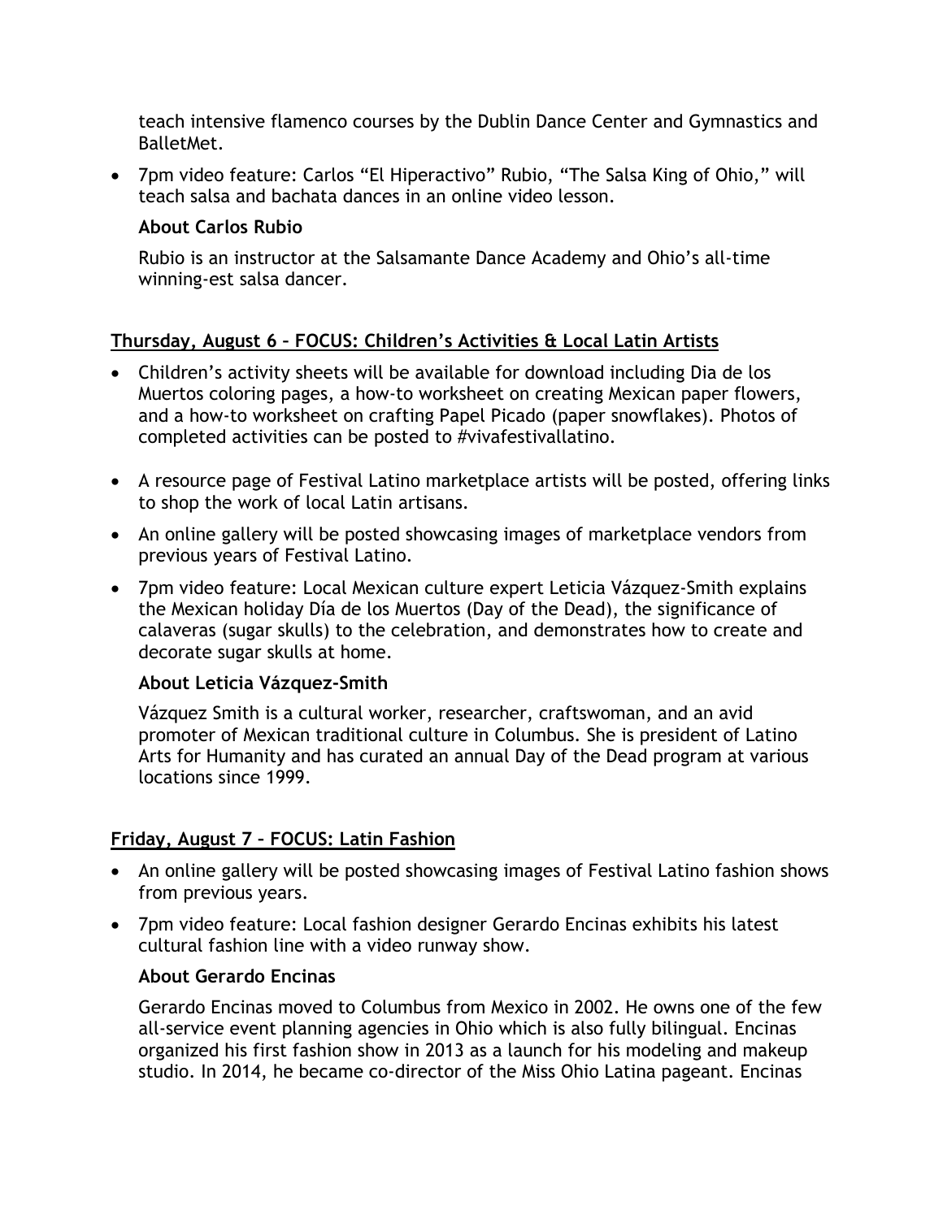teach intensive flamenco courses by the Dublin Dance Center and Gymnastics and BalletMet.

- 7pm video feature: Carlos “El Hiperactivo” Rubio, “The Salsa King of Ohio,” will teach salsa and bachata dances in an online video lesson.

  **About Carlos Rubio**

  Rubio is an instructor at the Salsamante Dance Academy and Ohio’s all-time winning-est salsa dancer.

## Thursday, August 6 – FOCUS: Children’s Activities & Local Latin Artists

- Children’s activity sheets will be available for download including Dia de los Muertos coloring pages, a how-to worksheet on creating Mexican paper flowers, and a how-to worksheet on crafting Papel Picado (paper snowflakes). Photos of completed activities can be posted to #vivafestivallatino.
- A resource page of Festival Latino marketplace artists will be posted, offering links to shop the work of local Latin artisans.
- An online gallery will be posted showcasing images of marketplace vendors from previous years of Festival Latino.
- 7pm video feature: Local Mexican culture expert Leticia Vázquez-Smith explains the Mexican holiday Día de los Muertos (Day of the Dead), the significance of calaveras (sugar skulls) to the celebration, and demonstrates how to create and decorate sugar skulls at home.

  **About Leticia Vázquez-Smith**

  Vázquez Smith is a cultural worker, researcher, craftswoman, and an avid promoter of Mexican traditional culture in Columbus. She is president of Latino Arts for Humanity and has curated an annual Day of the Dead program at various locations since 1999.

## Friday, August 7 – FOCUS: Latin Fashion

- An online gallery will be posted showcasing images of Festival Latino fashion shows from previous years.
- 7pm video feature: Local fashion designer Gerardo Encinas exhibits his latest cultural fashion line with a video runway show.

  **About Gerardo Encinas**

  Gerardo Encinas moved to Columbus from Mexico in 2002. He owns one of the few all-service event planning agencies in Ohio which is also fully bilingual. Encinas organized his first fashion show in 2013 as a launch for his modeling and makeup studio. In 2014, he became co-director of the Miss Ohio Latina pageant. Encinas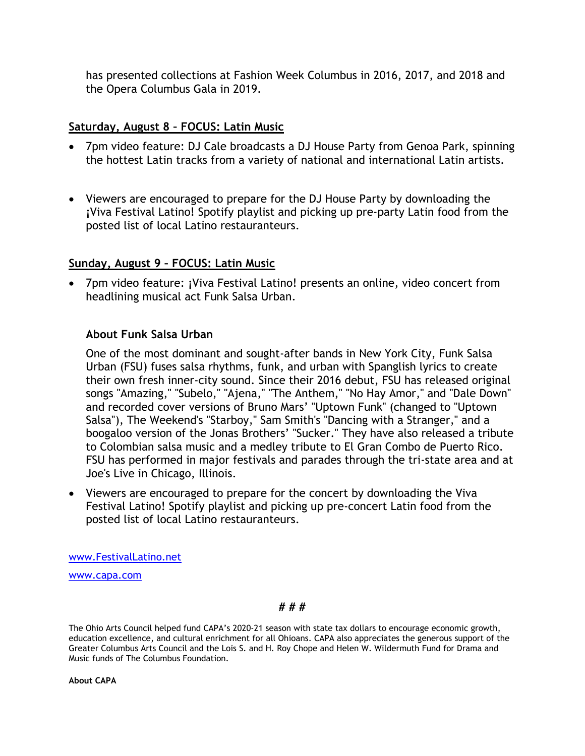has presented collections at Fashion Week Columbus in 2016, 2017, and 2018 and the Opera Columbus Gala in 2019.

**Saturday, August 8 – FOCUS: Latin Music**

- 7pm video feature: DJ Cale broadcasts a DJ House Party from Genoa Park, spinning the hottest Latin tracks from a variety of national and international Latin artists.

- Viewers are encouraged to prepare for the DJ House Party by downloading the ¡Viva Festival Latino! Spotify playlist and picking up pre-party Latin food from the posted list of local Latino restauranteurs.

**Sunday, August 9 – FOCUS: Latin Music**

- 7pm video feature: ¡Viva Festival Latino! presents an online, video concert from headlining musical act Funk Salsa Urban.

  **About Funk Salsa Urban**

  One of the most dominant and sought-after bands in New York City, Funk Salsa Urban (FSU) fuses salsa rhythms, funk, and urban with Spanglish lyrics to create their own fresh inner-city sound. Since their 2016 debut, FSU has released original songs "Amazing," "Subelo," "Ajena," "The Anthem," "No Hay Amor," and "Dale Down" and recorded cover versions of Bruno Mars' "Uptown Funk" (changed to "Uptown Salsa"), The Weekend's "Starboy," Sam Smith's "Dancing with a Stranger," and a boogaloo version of the Jonas Brothers' "Sucker." They have also released a tribute to Colombian salsa music and a medley tribute to El Gran Combo de Puerto Rico. FSU has performed in major festivals and parades through the tri-state area and at Joe's Live in Chicago, Illinois.

- Viewers are encouraged to prepare for the concert by downloading the Viva Festival Latino! Spotify playlist and picking up pre-concert Latin food from the posted list of local Latino restauranteurs.

www.FestivalLatino.net

www.capa.com

*# # #*

The Ohio Arts Council helped fund CAPA's 2020-21 season with state tax dollars to encourage economic growth, education excellence, and cultural enrichment for all Ohioans. CAPA also appreciates the generous support of the Greater Columbus Arts Council and the Lois S. and H. Roy Chope and Helen W. Wildermuth Fund for Drama and Music funds of The Columbus Foundation.

**About CAPA**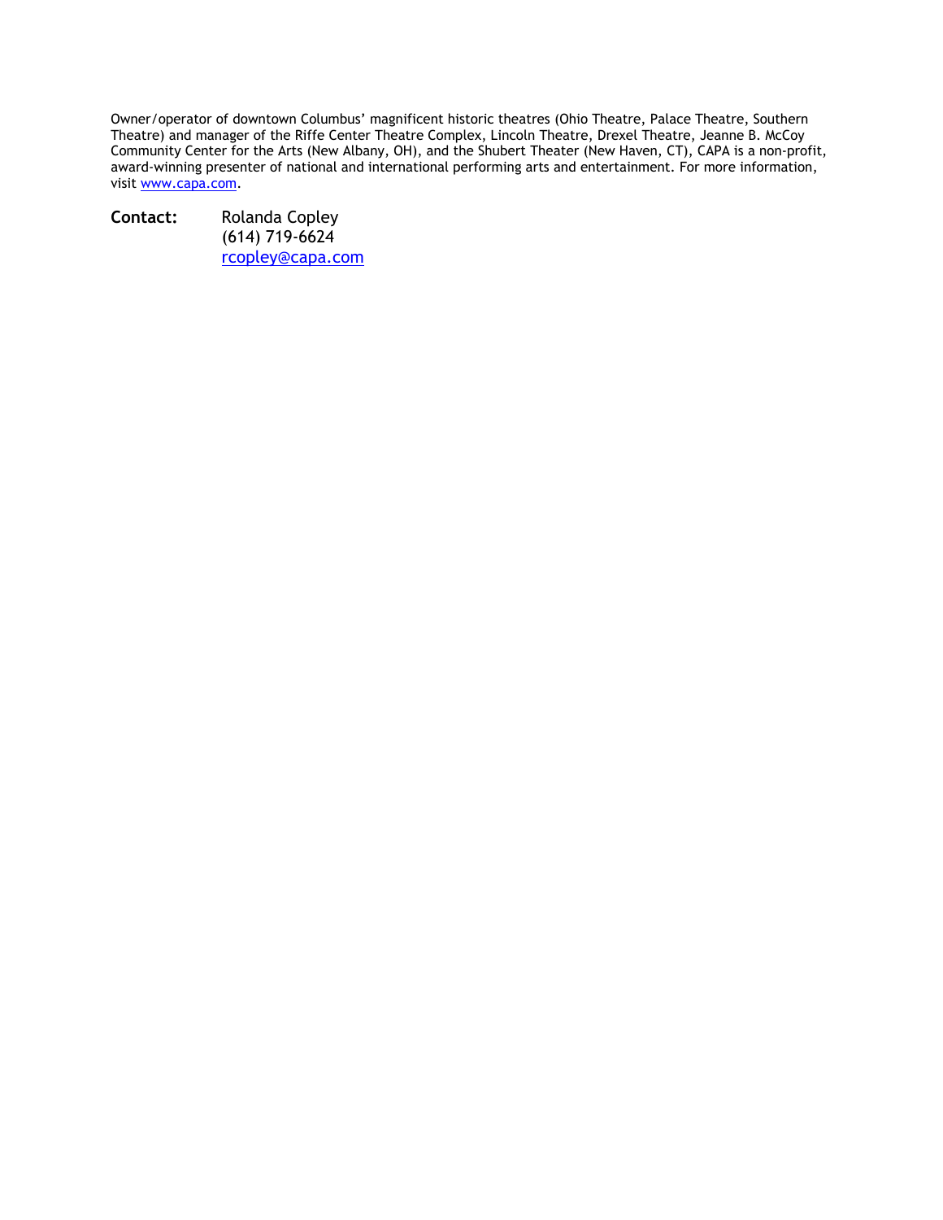Owner/operator of downtown Columbus' magnificent historic theatres (Ohio Theatre, Palace Theatre, Southern Theatre) and manager of the Riffe Center Theatre Complex, Lincoln Theatre, Drexel Theatre, Jeanne B. McCoy Community Center for the Arts (New Albany, OH), and the Shubert Theater (New Haven, CT), CAPA is a non-profit, award-winning presenter of national and international performing arts and entertainment. For more information, visit www.capa.com.

**Contact:** Rolanda Copley
(614) 719-6624
rcopley@capa.com